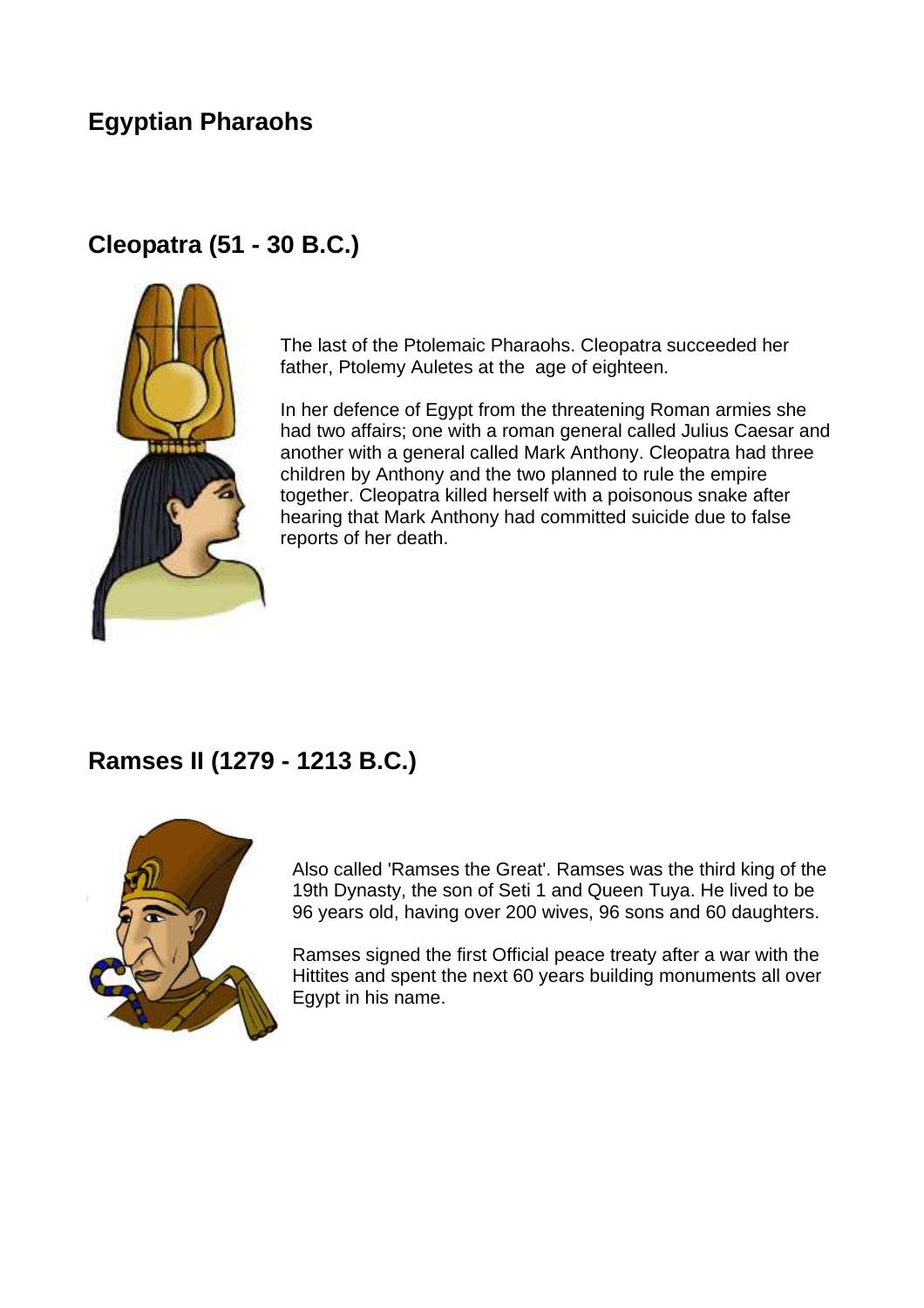# Egyptian Pharaohs

## Cleopatra (51 - 30 B.C.)

The last of the Ptolemaic Pharaohs. Cleopatra succeeded her father, Ptolemy Auletes at the age of eighteen.

In her defence of Egypt from the threatening Roman armies she had two affairs; one with a roman general called Julius Caesar and another with a general called Mark Anthony. Cleopatra had three children by Anthony and the two planned to rule the empire together. Cleopatra killed herself with a poisonous snake after hearing that Mark Anthony had committed suicide due to false reports of her death.

## Ramses II (1279 - 1213 B.C.)

Also called 'Ramses the Great'. Ramses was the third king of the 19th Dynasty, the son of Seti 1 and Queen Tuya. He lived to be 96 years old, having over 200 wives, 96 sons and 60 daughters.

Ramses signed the first Official peace treaty after a war with the Hittites and spent the next 60 years building monuments all over Egypt in his name.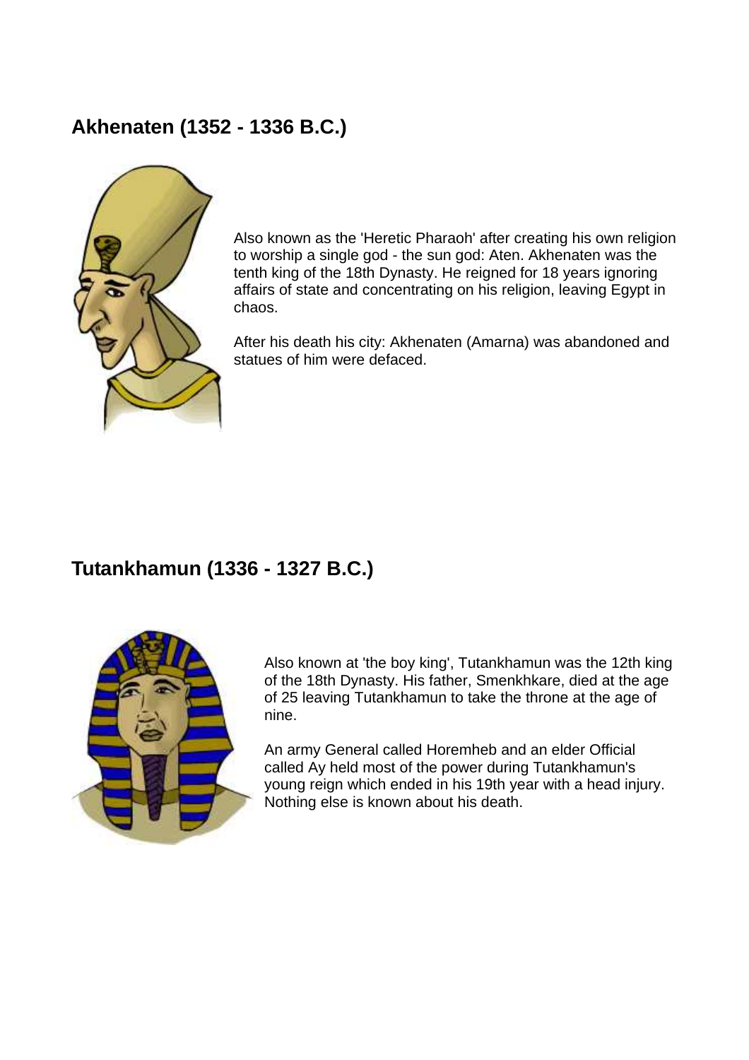## Akhenaten (1352 - 1336 B.C.)

Also known as the 'Heretic Pharaoh' after creating his own religion to worship a single god - the sun god: Aten. Akhenaten was the tenth king of the 18th Dynasty. He reigned for 18 years ignoring affairs of state and concentrating on his religion, leaving Egypt in chaos.

After his death his city: Akhenaten (Amarna) was abandoned and statues of him were defaced.

## Tutankhamun (1336 - 1327 B.C.)

Also known at 'the boy king', Tutankhamun was the 12th king of the 18th Dynasty. His father, Smenkhkare, died at the age of 25 leaving Tutankhamun to take the throne at the age of nine.

An army General called Horemheb and an elder Official called Ay held most of the power during Tutankhamun's young reign which ended in his 19th year with a head injury. Nothing else is known about his death.